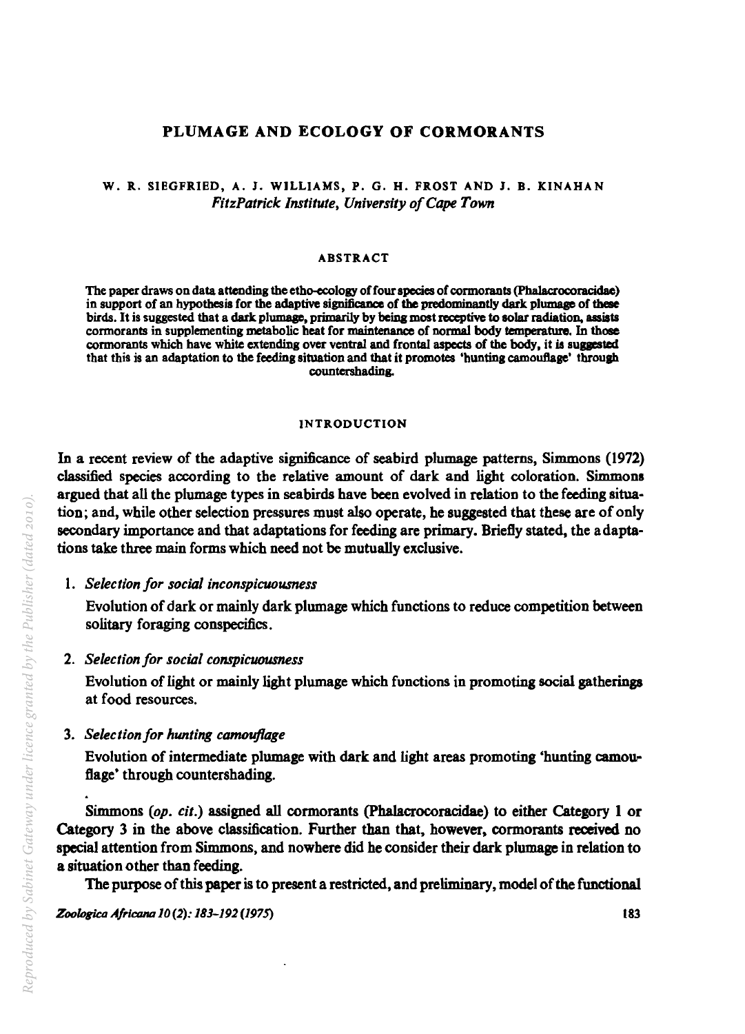# PLUMAGE AND ECOLOGY OF CORMORANTS

W. R. SIEGFRIED, A. J. WILLIAMS, P. G. H. FROST AND J. B. KINAHAN
*FitzPatrick Institute, University of Cape Town*

## ABSTRACT

The paper draws on data attending the etho-ecology of four species of cormorants (Phalacrocoracidae) in support of an hypothesis for the adaptive significance of the predominantly dark plumage of these birds. It is suggested that a dark plumage, primarily by being most receptive to solar radiation, assists cormorants in supplementing metabolic heat for maintenance of normal body temperature. In those cormorants which have white extending over ventral and frontal aspects of the body, it is suggested that this is an adaptation to the feeding situation and that it promotes 'hunting camouflage' through countershading.

## INTRODUCTION

In a recent review of the adaptive significance of seabird plumage patterns, Simmons (1972) classified species according to the relative amount of dark and light coloration. Simmons argued that all the plumage types in seabirds have been evolved in relation to the feeding situation; and, while other selection pressures must also operate, he suggested that these are of only secondary importance and that adaptations for feeding are primary. Briefly stated, the adaptations take three main forms which need not be mutually exclusive.

1. *Selection for social inconspicuousness*

   Evolution of dark or mainly dark plumage which functions to reduce competition between solitary foraging conspecifics.

2. *Selection for social conspicuousness*

   Evolution of light or mainly light plumage which functions in promoting social gatherings at food resources.

3. *Selection for hunting camouflage*

   Evolution of intermediate plumage with dark and light areas promoting 'hunting camouflage' through countershading.

Simmons (*op. cit.*) assigned all cormorants (Phalacrocoracidae) to either Category 1 or Category 3 in the above classification. Further than that, however, cormorants received no special attention from Simmons, and nowhere did he consider their dark plumage in relation to a situation other than feeding.

The purpose of this paper is to present a restricted, and preliminary, model of the functional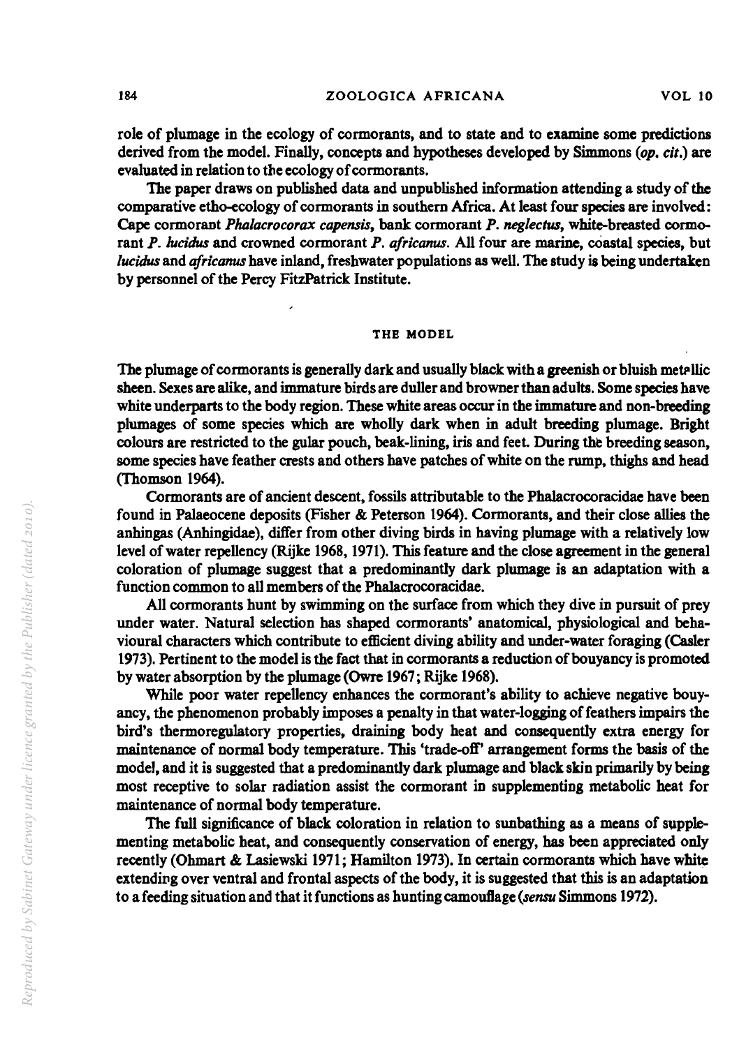role of plumage in the ecology of cormorants, and to state and to examine some predictions derived from the model. Finally, concepts and hypotheses developed by Simmons (*op. cit.*) are evaluated in relation to the ecology of cormorants.

The paper draws on published data and unpublished information attending a study of the comparative etho-ecology of cormorants in southern Africa. At least four species are involved: Cape cormorant *Phalacrocorax capensis*, bank cormorant *P. neglectus*, white-breasted cormorant *P. lucidus* and crowned cormorant *P. africanus*. All four are marine, coastal species, but *lucidus* and *africanus* have inland, freshwater populations as well. The study is being undertaken by personnel of the Percy FitzPatrick Institute.

## THE MODEL

The plumage of cormorants is generally dark and usually black with a greenish or bluish metallic sheen. Sexes are alike, and immature birds are duller and browner than adults. Some species have white underparts to the body region. These white areas occur in the immature and non-breeding plumages of some species which are wholly dark when in adult breeding plumage. Bright colours are restricted to the gular pouch, beak-lining, iris and feet. During the breeding season, some species have feather crests and others have patches of white on the rump, thighs and head (Thomson 1964).

Cormorants are of ancient descent, fossils attributable to the Phalacrocoracidae have been found in Palaeocene deposits (Fisher & Peterson 1964). Cormorants, and their close allies the anhingas (Anhingidae), differ from other diving birds in having plumage with a relatively low level of water repellency (Rijke 1968, 1971). This feature and the close agreement in the general coloration of plumage suggest that a predominantly dark plumage is an adaptation with a function common to all members of the Phalacrocoracidae.

All cormorants hunt by swimming on the surface from which they dive in pursuit of prey under water. Natural selection has shaped cormorants' anatomical, physiological and behavioural characters which contribute to efficient diving ability and under-water foraging (Casler 1973). Pertinent to the model is the fact that in cormorants a reduction of bouyancy is promoted by water absorption by the plumage (Owre 1967; Rijke 1968).

While poor water repellency enhances the cormorant's ability to achieve negative bouyancy, the phenomenon probably imposes a penalty in that water-logging of feathers impairs the bird's thermoregulatory properties, draining body heat and consequently extra energy for maintenance of normal body temperature. This 'trade-off' arrangement forms the basis of the model, and it is suggested that a predominantly dark plumage and black skin primarily by being most receptive to solar radiation assist the cormorant in supplementing metabolic heat for maintenance of normal body temperature.

The full significance of black coloration in relation to sunbathing as a means of supplementing metabolic heat, and consequently conservation of energy, has been appreciated only recently (Ohmart & Lasiewski 1971; Hamilton 1973). In certain cormorants which have white extending over ventral and frontal aspects of the body, it is suggested that this is an adaptation to a feeding situation and that it functions as hunting camouflage (*sensu* Simmons 1972).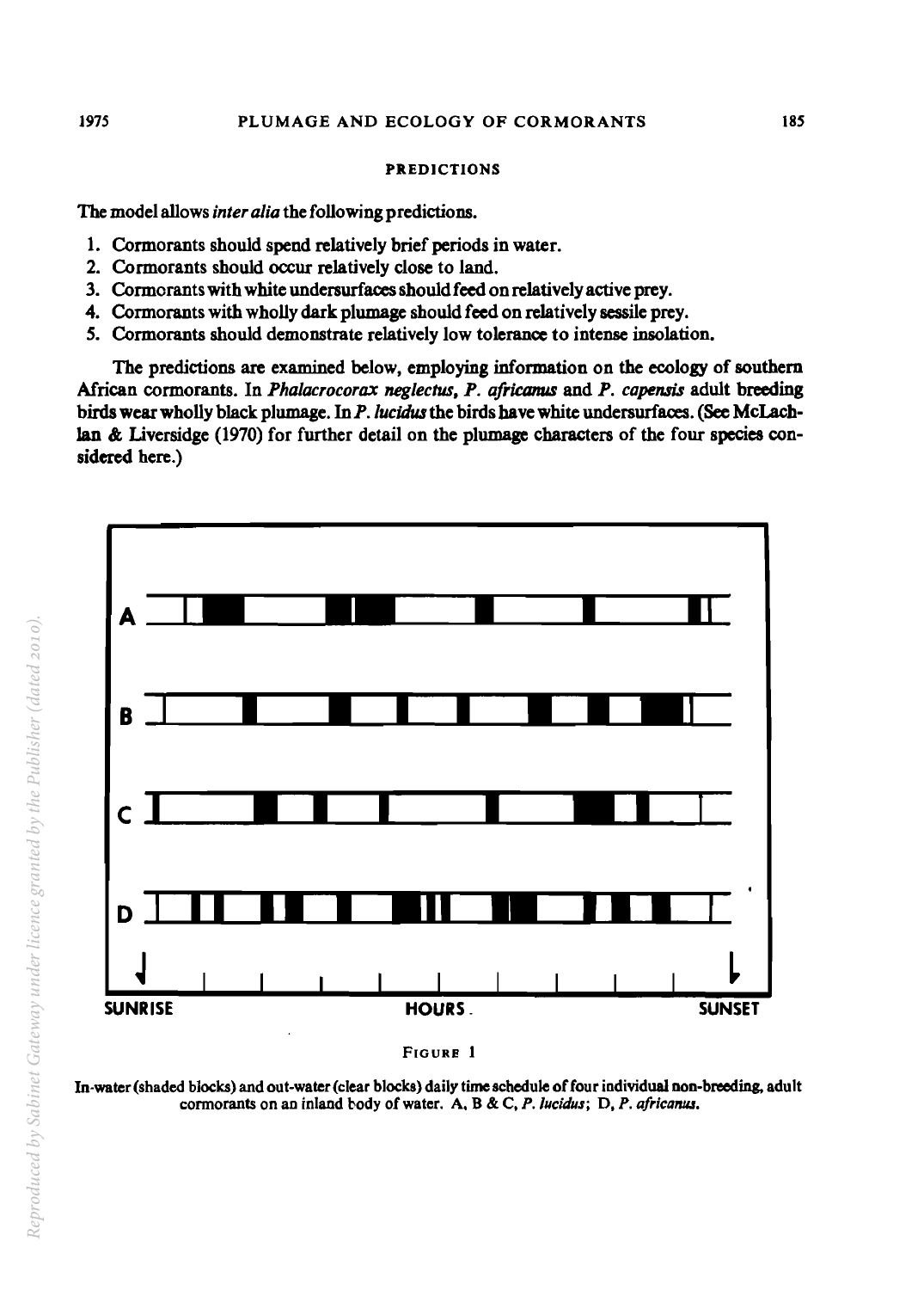### PREDICTIONS

The model allows *inter alia* the following predictions.

1. Cormorants should spend relatively brief periods in water.
2. Cormorants should occur relatively close to land.
3. Cormorants with white undersurfaces should feed on relatively active prey.
4. Cormorants with wholly dark plumage should feed on relatively sessile prey.
5. Cormorants should demonstrate relatively low tolerance to intense insolation.

The predictions are examined below, employing information on the ecology of southern African cormorants. In *Phalacrocorax neglectus*, *P. africanus* and *P. capensis* adult breeding birds wear wholly black plumage. In *P. lucidus* the birds have white undersurfaces. (See McLachlan & Liversidge (1970) for further detail on the plumage characters of the four species considered here.)

FIGURE 1

In-water (shaded blocks) and out-water (clear blocks) daily time schedule of four individual non-breeding, adult cormorants on an inland body of water. A, B & C, *P. lucidus*; D, *P. africanus*.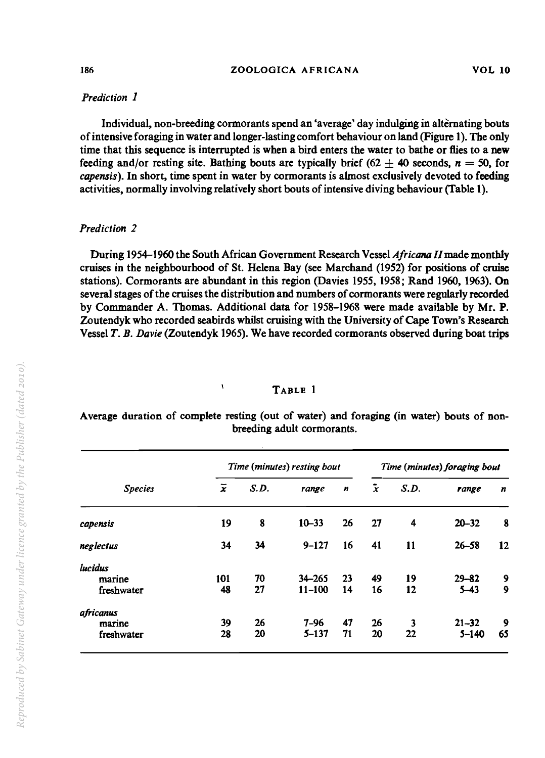*Prediction 1*

Individual, non-breeding cormorants spend an 'average' day indulging in alternating bouts of intensive foraging in water and longer-lasting comfort behaviour on land (Figure 1). The only time that this sequence is interrupted is when a bird enters the water to bathe or flies to a new feeding and/or resting site. Bathing bouts are typically brief ($62 \pm 40$ seconds, $n = 50$, for *capensis*). In short, time spent in water by cormorants is almost exclusively devoted to feeding activities, normally involving relatively short bouts of intensive diving behaviour (Table 1).

*Prediction 2*

During 1954–1960 the South African Government Research Vessel *Africana II* made monthly cruises in the neighbourhood of St. Helena Bay (see Marchand (1952) for positions of cruise stations). Cormorants are abundant in this region (Davies 1955, 1958; Rand 1960, 1963). On several stages of the cruises the distribution and numbers of cormorants were regularly recorded by Commander A. Thomas. Additional data for 1958–1968 were made available by Mr. P. Zoutendyk who recorded seabirds whilst cruising with the University of Cape Town's Research Vessel *T. B. Davie* (Zoutendyk 1965). We have recorded cormorants observed during boat trips

TABLE 1

Average duration of complete resting (out of water) and foraging (in water) bouts of non-breeding adult cormorants.

| *Species* | *Time (minutes) resting bout* | | | | *Time (minutes) foraging bout* | | | |
|---|---|---|---|---|---|---|---|---|
| | $\bar{x}$ | *S.D.* | *range* | *n* | $\bar{x}$ | *S.D.* | *range* | *n* |
| *capensis* | 19 | 8 | 10–33 | 26 | 27 | 4 | 20–32 | 8 |
| *neglectus* | 34 | 34 | 9–127 | 16 | 41 | 11 | 26–58 | 12 |
| *lucidus* | | | | | | | | |
| marine | 101 | 70 | 34–265 | 23 | 49 | 19 | 29–82 | 9 |
| freshwater | 48 | 27 | 11–100 | 14 | 16 | 12 | 5–43 | 9 |
| *africanus* | | | | | | | | |
| marine | 39 | 26 | 7–96 | 47 | 26 | 3 | 21–32 | 9 |
| freshwater | 28 | 20 | 5–137 | 71 | 20 | 22 | 5–140 | 65 |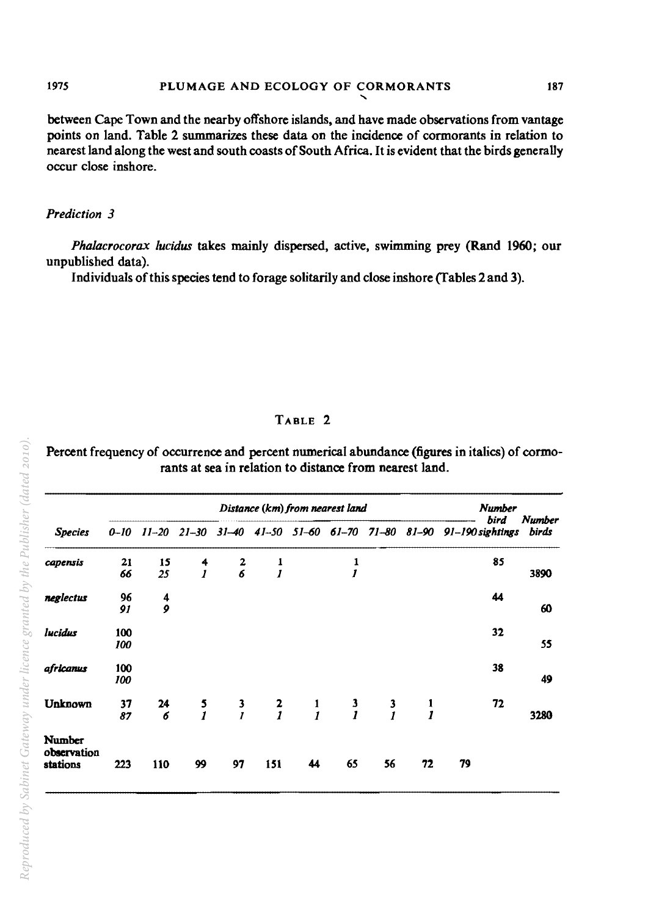between Cape Town and the nearby offshore islands, and have made observations from vantage points on land. Table 2 summarizes these data on the incidence of cormorants in relation to nearest land along the west and south coasts of South Africa. It is evident that the birds generally occur close inshore.

### *Prediction 3*

*Phalacrocorax lucidus* takes mainly dispersed, active, swimming prey (Rand 1960; our unpublished data).

Individuals of this species tend to forage solitarily and close inshore (Tables 2 and 3).

TABLE 2

Percent frequency of occurrence and percent numerical abundance (figures in italics) of cormorants at sea in relation to distance from nearest land.

| | Distance (km) from nearest land | | | | | | | | | | Number bird sightings | Number birds |
|---|---|---|---|---|---|---|---|---|---|---|---|---|
| *Species* | *0–10* | *11–20* | *21–30* | *31–40* | *41–50* | *51–60* | *61–70* | *71–80* | *81–90* | *91–190* | | |
| ***capensis*** | 21 | 15 | 4 | 2 | 1 | | 1 | | | | 85 | |
| | *66* | *25* | *1* | *6* | *1* | | *1* | | | | | 3890 |
| ***neglectus*** | 96 | 4 | | | | | | | | | 44 | |
| | *91* | *9* | | | | | | | | | | 60 |
| ***lucidus*** | 100 | | | | | | | | | | 32 | |
| | *100* | | | | | | | | | | | 55 |
| ***africanus*** | 100 | | | | | | | | | | 38 | |
| | *100* | | | | | | | | | | | 49 |
| **Unknown** | 37 | 24 | 5 | 3 | 2 | 1 | 3 | 3 | 1 | | 72 | |
| | *87* | *6* | *1* | *1* | *1* | *1* | *1* | *1* | *1* | | | 3280 |
| **Number observation stations** | 223 | 110 | 99 | 97 | 151 | 44 | 65 | 56 | 72 | 79 | | |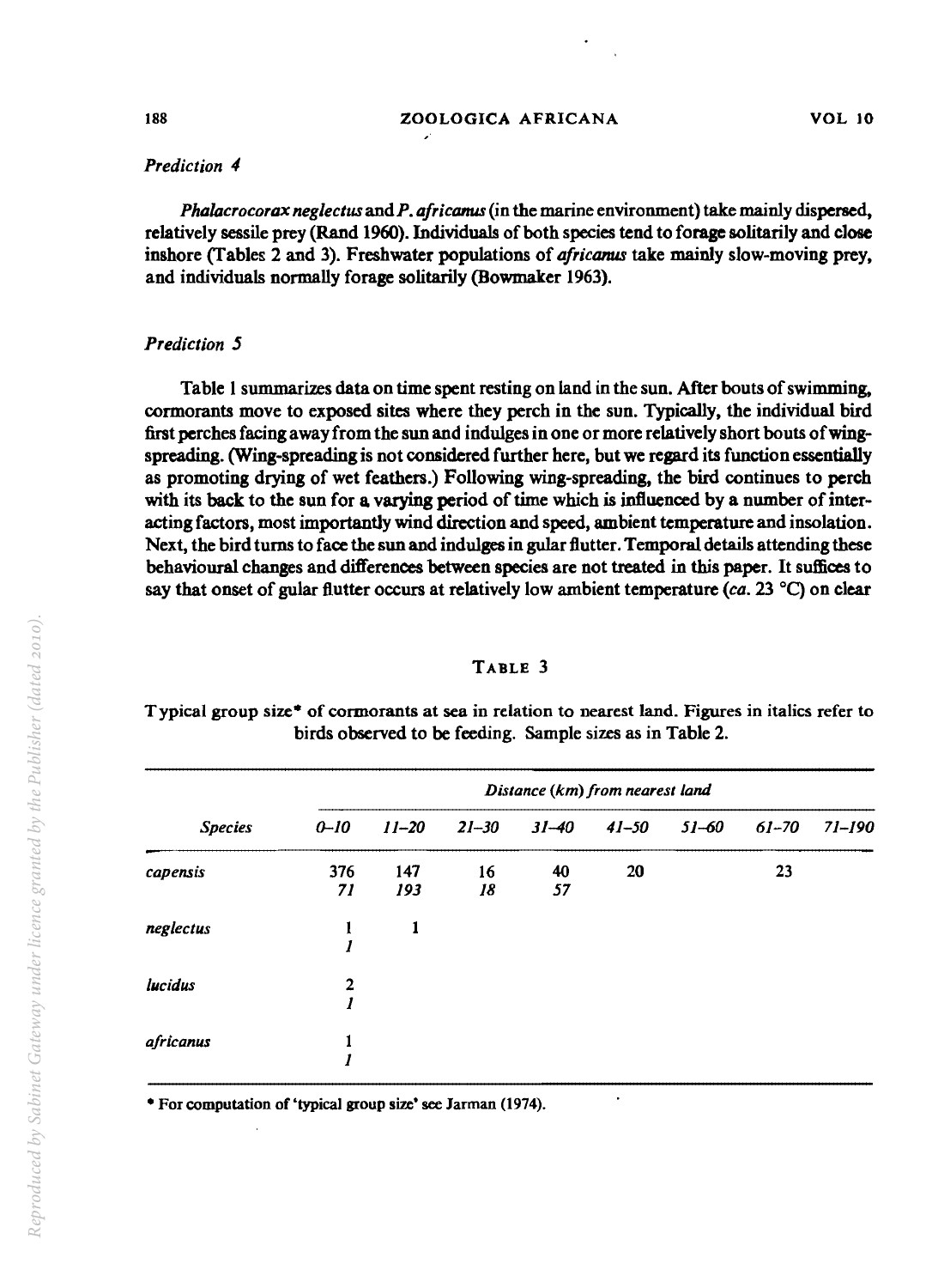*Prediction 4*

*Phalacrocorax neglectus* and *P. africanus* (in the marine environment) take mainly dispersed, relatively sessile prey (Rand 1960). Individuals of both species tend to forage solitarily and close inshore (Tables 2 and 3). Freshwater populations of *africanus* take mainly slow-moving prey, and individuals normally forage solitarily (Bowmaker 1963).

*Prediction 5*

Table 1 summarizes data on time spent resting on land in the sun. After bouts of swimming, cormorants move to exposed sites where they perch in the sun. Typically, the individual bird first perches facing away from the sun and indulges in one or more relatively short bouts of wing-spreading. (Wing-spreading is not considered further here, but we regard its function essentially as promoting drying of wet feathers.) Following wing-spreading, the bird continues to perch with its back to the sun for a varying period of time which is influenced by a number of interacting factors, most importantly wind direction and speed, ambient temperature and insolation. Next, the bird turns to face the sun and indulges in gular flutter. Temporal details attending these behavioural changes and differences between species are not treated in this paper. It suffices to say that onset of gular flutter occurs at relatively low ambient temperature (*ca.* 23 °C) on clear

TABLE 3

Typical group size* of cormorants at sea in relation to nearest land. Figures in italics refer to birds observed to be feeding. Sample sizes as in Table 2.

| *Species* | *Distance (km) from nearest land* | | | | | | | |
|---|---|---|---|---|---|---|---|---|
| | *0–10* | *11–20* | *21–30* | *31–40* | *41–50* | *51–60* | *61–70* | *71–190* |
| *capensis* | 376 | 147 | 16 | 40 | 20 | | 23 | |
| | *71* | *193* | *18* | *57* | | | | |
| *neglectus* | 1 | 1 | | | | | | |
| | *1* | | | | | | | |
| *lucidus* | 2 | | | | | | | |
| | *1* | | | | | | | |
| *africanus* | 1 | | | | | | | |
| | *1* | | | | | | | |

* For computation of 'typical group size' see Jarman (1974).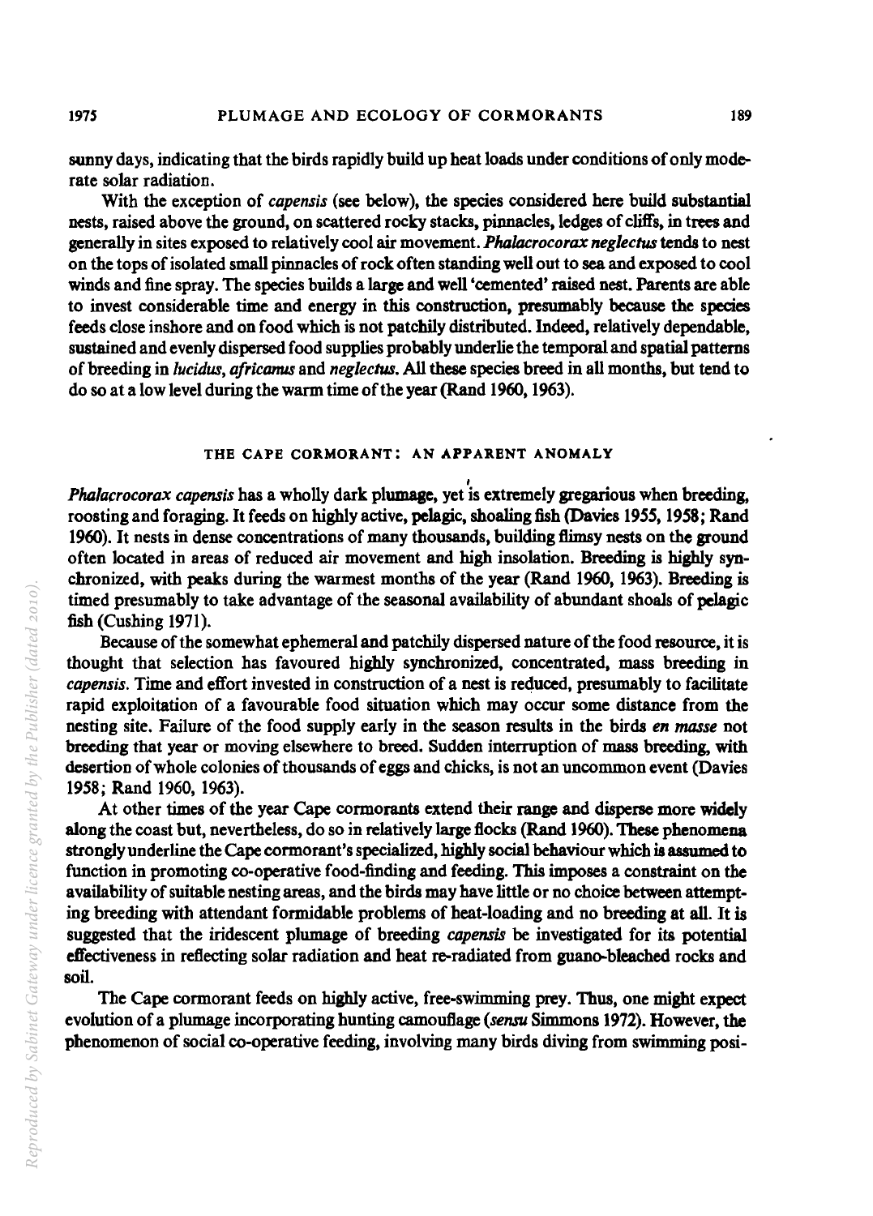sunny days, indicating that the birds rapidly build up heat loads under conditions of only moderate solar radiation.

With the exception of *capensis* (see below), the species considered here build substantial nests, raised above the ground, on scattered rocky stacks, pinnacles, ledges of cliffs, in trees and generally in sites exposed to relatively cool air movement. *Phalacrocorax neglectus* tends to nest on the tops of isolated small pinnacles of rock often standing well out to sea and exposed to cool winds and fine spray. The species builds a large and well 'cemented' raised nest. Parents are able to invest considerable time and energy in this construction, presumably because the species feeds close inshore and on food which is not patchily distributed. Indeed, relatively dependable, sustained and evenly dispersed food supplies probably underlie the temporal and spatial patterns of breeding in *lucidus*, *africanus* and *neglectus*. All these species breed in all months, but tend to do so at a low level during the warm time of the year (Rand 1960, 1963).

## THE CAPE CORMORANT: AN APPARENT ANOMALY

*Phalacrocorax capensis* has a wholly dark plumage, yet is extremely gregarious when breeding, roosting and foraging. It feeds on highly active, pelagic, shoaling fish (Davies 1955, 1958; Rand 1960). It nests in dense concentrations of many thousands, building flimsy nests on the ground often located in areas of reduced air movement and high insolation. Breeding is highly synchronized, with peaks during the warmest months of the year (Rand 1960, 1963). Breeding is timed presumably to take advantage of the seasonal availability of abundant shoals of pelagic fish (Cushing 1971).

Because of the somewhat ephemeral and patchily dispersed nature of the food resource, it is thought that selection has favoured highly synchronized, concentrated, mass breeding in *capensis*. Time and effort invested in construction of a nest is reduced, presumably to facilitate rapid exploitation of a favourable food situation which may occur some distance from the nesting site. Failure of the food supply early in the season results in the birds *en masse* not breeding that year or moving elsewhere to breed. Sudden interruption of mass breeding, with desertion of whole colonies of thousands of eggs and chicks, is not an uncommon event (Davies 1958; Rand 1960, 1963).

At other times of the year Cape cormorants extend their range and disperse more widely along the coast but, nevertheless, do so in relatively large flocks (Rand 1960). These phenomena strongly underline the Cape cormorant's specialized, highly social behaviour which is assumed to function in promoting co-operative food-finding and feeding. This imposes a constraint on the availability of suitable nesting areas, and the birds may have little or no choice between attempting breeding with attendant formidable problems of heat-loading and no breeding at all. It is suggested that the iridescent plumage of breeding *capensis* be investigated for its potential effectiveness in reflecting solar radiation and heat re-radiated from guano-bleached rocks and soil.

The Cape cormorant feeds on highly active, free-swimming prey. Thus, one might expect evolution of a plumage incorporating hunting camouflage (*sensu* Simmons 1972). However, the phenomenon of social co-operative feeding, involving many birds diving from swimming posi-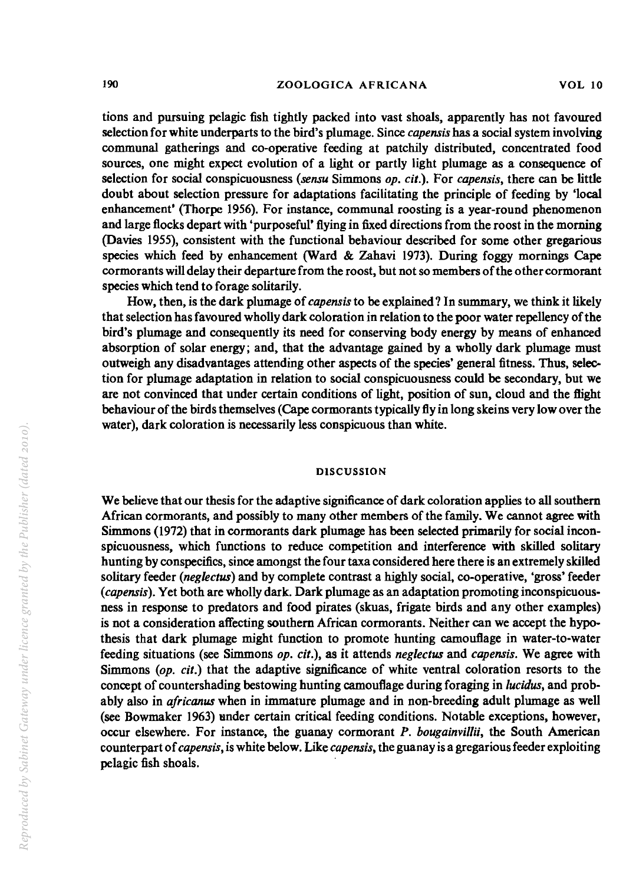tions and pursuing pelagic fish tightly packed into vast shoals, apparently has not favoured selection for white underparts to the bird's plumage. Since *capensis* has a social system involving communal gatherings and co-operative feeding at patchily distributed, concentrated food sources, one might expect evolution of a light or partly light plumage as a consequence of selection for social conspicuousness (*sensu* Simmons *op. cit.*). For *capensis*, there can be little doubt about selection pressure for adaptations facilitating the principle of feeding by 'local enhancement' (Thorpe 1956). For instance, communal roosting is a year-round phenomenon and large flocks depart with 'purposeful' flying in fixed directions from the roost in the morning (Davies 1955), consistent with the functional behaviour described for some other gregarious species which feed by enhancement (Ward & Zahavi 1973). During foggy mornings Cape cormorants will delay their departure from the roost, but not so members of the other cormorant species which tend to forage solitarily.

How, then, is the dark plumage of *capensis* to be explained? In summary, we think it likely that selection has favoured wholly dark coloration in relation to the poor water repellency of the bird's plumage and consequently its need for conserving body energy by means of enhanced absorption of solar energy; and, that the advantage gained by a wholly dark plumage must outweigh any disadvantages attending other aspects of the species' general fitness. Thus, selection for plumage adaptation in relation to social conspicuousness could be secondary, but we are not convinced that under certain conditions of light, position of sun, cloud and the flight behaviour of the birds themselves (Cape cormorants typically fly in long skeins very low over the water), dark coloration is necessarily less conspicuous than white.

## DISCUSSION

We believe that our thesis for the adaptive significance of dark coloration applies to all southern African cormorants, and possibly to many other members of the family. We cannot agree with Simmons (1972) that in cormorants dark plumage has been selected primarily for social inconspicuousness, which functions to reduce competition and interference with skilled solitary hunting by conspecifics, since amongst the four taxa considered here there is an extremely skilled solitary feeder (*neglectus*) and by complete contrast a highly social, co-operative, 'gross' feeder (*capensis*). Yet both are wholly dark. Dark plumage as an adaptation promoting inconspicuousness in response to predators and food pirates (skuas, frigate birds and any other examples) is not a consideration affecting southern African cormorants. Neither can we accept the hypothesis that dark plumage might function to promote hunting camouflage in water-to-water feeding situations (see Simmons *op. cit.*), as it attends *neglectus* and *capensis*. We agree with Simmons (*op. cit.*) that the adaptive significance of white ventral coloration resorts to the concept of countershading bestowing hunting camouflage during foraging in *lucidus*, and probably also in *africanus* when in immature plumage and in non-breeding adult plumage as well (see Bowmaker 1963) under certain critical feeding conditions. Notable exceptions, however, occur elsewhere. For instance, the guanay cormorant *P. bougainvillii*, the South American counterpart of *capensis*, is white below. Like *capensis*, the guanay is a gregarious feeder exploiting pelagic fish shoals.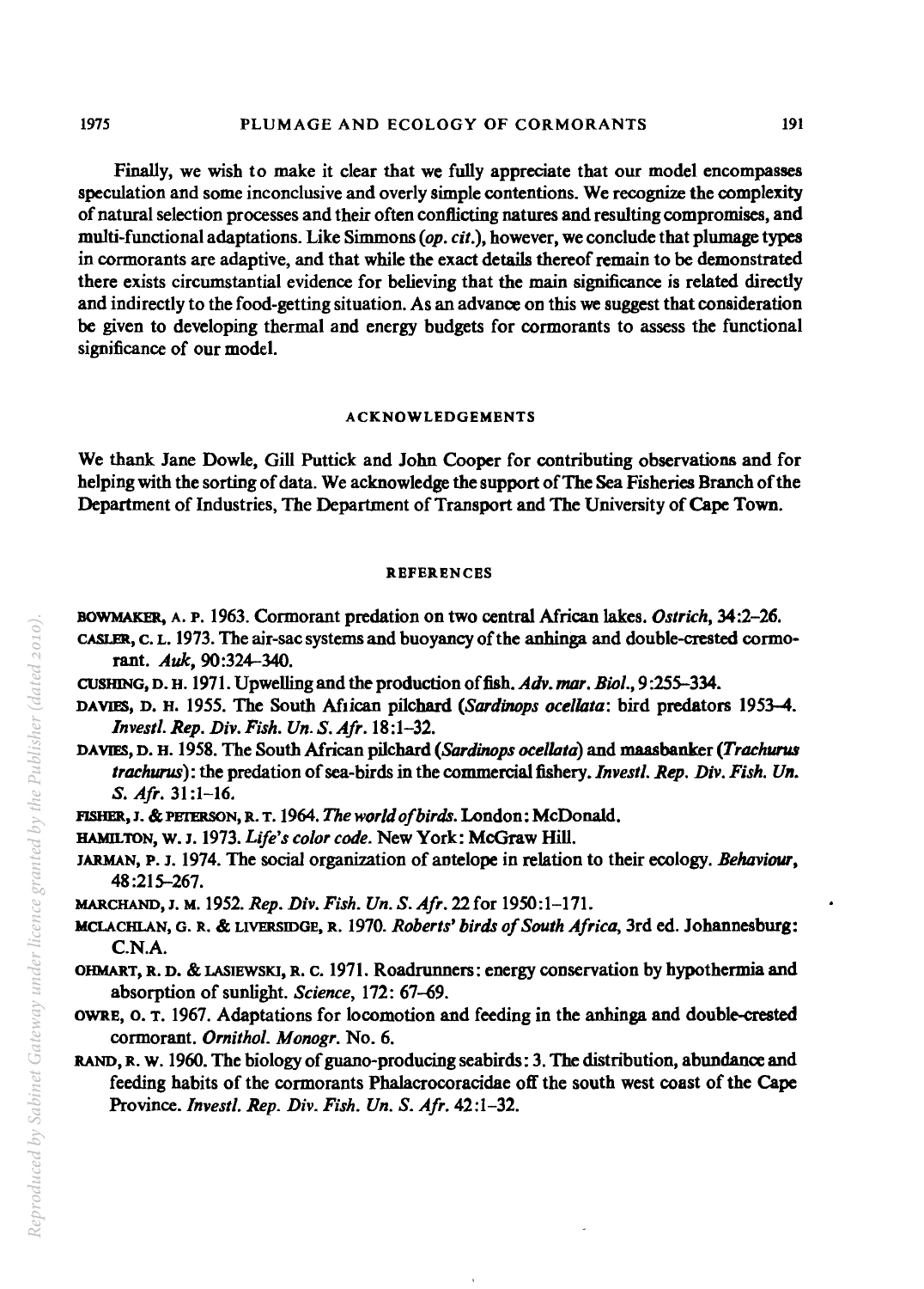Finally, we wish to make it clear that we fully appreciate that our model encompasses speculation and some inconclusive and overly simple contentions. We recognize the complexity of natural selection processes and their often conflicting natures and resulting compromises, and multi-functional adaptations. Like Simmons (*op. cit.*), however, we conclude that plumage types in cormorants are adaptive, and that while the exact details thereof remain to be demonstrated there exists circumstantial evidence for believing that the main significance is related directly and indirectly to the food-getting situation. As an advance on this we suggest that consideration be given to developing thermal and energy budgets for cormorants to assess the functional significance of our model.

## ACKNOWLEDGEMENTS

We thank Jane Dowle, Gill Puttick and John Cooper for contributing observations and for helping with the sorting of data. We acknowledge the support of The Sea Fisheries Branch of the Department of Industries, The Department of Transport and The University of Cape Town.

## REFERENCES

BOWMAKER, A. P. 1963. Cormorant predation on two central African lakes. *Ostrich*, 34:2–26.

CASLER, C. L. 1973. The air-sac systems and buoyancy of the anhinga and double-crested cormorant. *Auk*, 90:324–340.

CUSHING, D. H. 1971. Upwelling and the production of fish. *Adv. mar. Biol.*, 9:255–334.

DAVIES, D. H. 1955. The South African pilchard (*Sardinops ocellata*: bird predators 1953–4. *Investl. Rep. Div. Fish. Un. S. Afr.* 18:1–32.

DAVIES, D. H. 1958. The South African pilchard (*Sardinops ocellata*) and maasbanker (*Trachurus trachurus*): the predation of sea-birds in the commercial fishery. *Investl. Rep. Div. Fish. Un. S. Afr.* 31:1–16.

FISHER, J. & PETERSON, R. T. 1964. *The world of birds*. London: McDonald.

HAMILTON, W. J. 1973. *Life's color code*. New York: McGraw Hill.

JARMAN, P. J. 1974. The social organization of antelope in relation to their ecology. *Behaviour*, 48:215–267.

MARCHAND, J. M. 1952. *Rep. Div. Fish. Un. S. Afr.* 22 for 1950:1–171.

MCLACHLAN, G. R. & LIVERSIDGE, R. 1970. *Roberts' birds of South Africa*, 3rd ed. Johannesburg: C.N.A.

OHMART, R. D. & LASIEWSKI, R. C. 1971. Roadrunners: energy conservation by hypothermia and absorption of sunlight. *Science*, 172: 67–69.

OWRE, O. T. 1967. Adaptations for locomotion and feeding in the anhinga and double-crested cormorant. *Ornithol. Monogr.* No. 6.

RAND, R. W. 1960. The biology of guano-producing seabirds: 3. The distribution, abundance and feeding habits of the cormorants Phalacrocoracidae off the south west coast of the Cape Province. *Investl. Rep. Div. Fish. Un. S. Afr.* 42:1–32.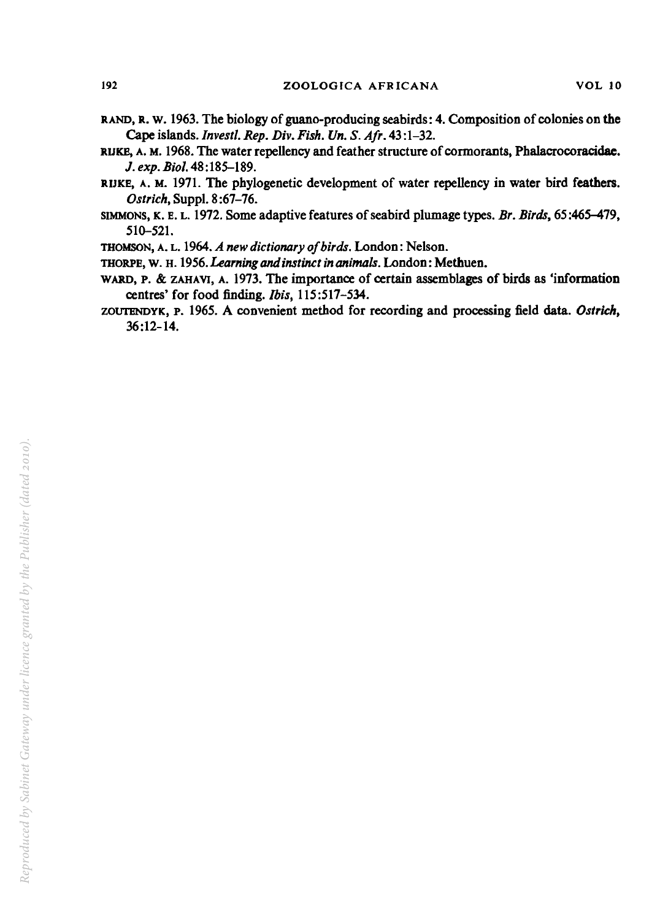RAND, R. W. 1963. The biology of guano-producing seabirds: 4. Composition of colonies on the Cape islands. *Investl. Rep. Div. Fish. Un. S. Afr.* 43:1–32.

RIJKE, A. M. 1968. The water repellency and feather structure of cormorants, Phalacrocoracidae. *J. exp. Biol.* 48:185–189.

RIJKE, A. M. 1971. The phylogenetic development of water repellency in water bird feathers. *Ostrich*, Suppl. 8:67–76.

SIMMONS, K. E. L. 1972. Some adaptive features of seabird plumage types. *Br. Birds*, 65:465–479, 510–521.

THOMSON, A. L. 1964. *A new dictionary of birds*. London: Nelson.

THORPE, W. H. 1956. *Learning and instinct in animals*. London: Methuen.

WARD, P. & ZAHAVI, A. 1973. The importance of certain assemblages of birds as 'information centres' for food finding. *Ibis*, 115:517–534.

ZOUTENDYK, P. 1965. A convenient method for recording and processing field data. *Ostrich*, 36:12–14.